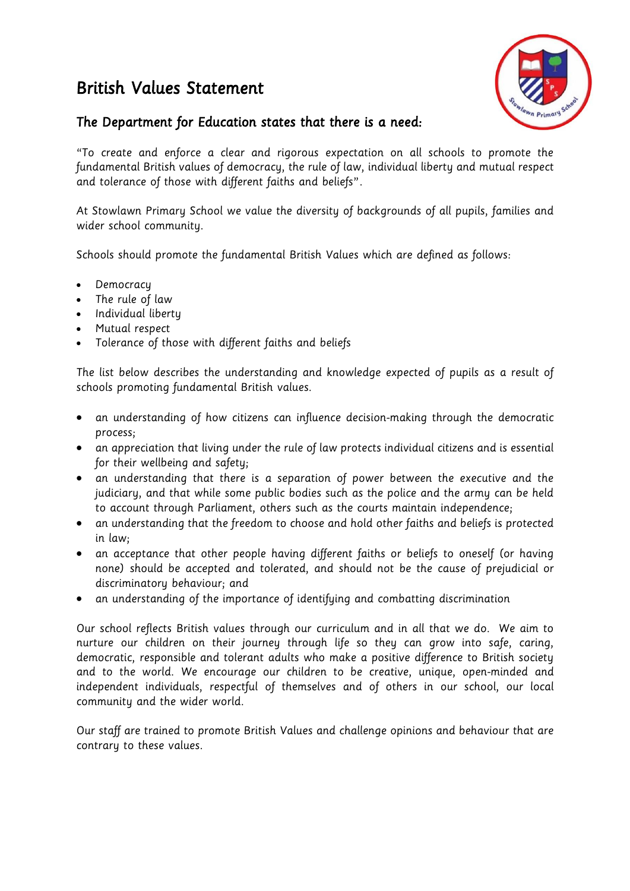# British Values Statement

## The Department for Education states that there is a need:

"To create and enforce a clear and rigorous expectation on all schools to promote the fundamental British values of democracy, the rule of law, individual liberty and mutual respect and tolerance of those with different faiths and beliefs".

At Stowlawn Primary School we value the diversity of backgrounds of all pupils, families and wider school community.

Schools should promote the fundamental British Values which are defined as follows:

- Democracy
- The rule of law
- Individual liberty
- Mutual respect
- Tolerance of those with different faiths and beliefs

The list below describes the understanding and knowledge expected of pupils as a result of schools promoting fundamental British values.

- an understanding of how citizens can influence decision-making through the democratic process;
- an appreciation that living under the rule of law protects individual citizens and is essential for their wellbeing and safety;
- an understanding that there is a separation of power between the executive and the judiciary, and that while some public bodies such as the police and the army can be held to account through Parliament, others such as the courts maintain independence;
- an understanding that the freedom to choose and hold other faiths and beliefs is protected in law;
- an acceptance that other people having different faiths or beliefs to oneself (or having none) should be accepted and tolerated, and should not be the cause of prejudicial or discriminatory behaviour; and
- an understanding of the importance of identifying and combatting discrimination

Our school reflects British values through our curriculum and in all that we do. We aim to nurture our children on their journey through life so they can grow into safe, caring, democratic, responsible and tolerant adults who make a positive difference to British society and to the world. We encourage our children to be creative, unique, open-minded and independent individuals, respectful of themselves and of others in our school, our local community and the wider world.

Our staff are trained to promote British Values and challenge opinions and behaviour that are contrary to these values.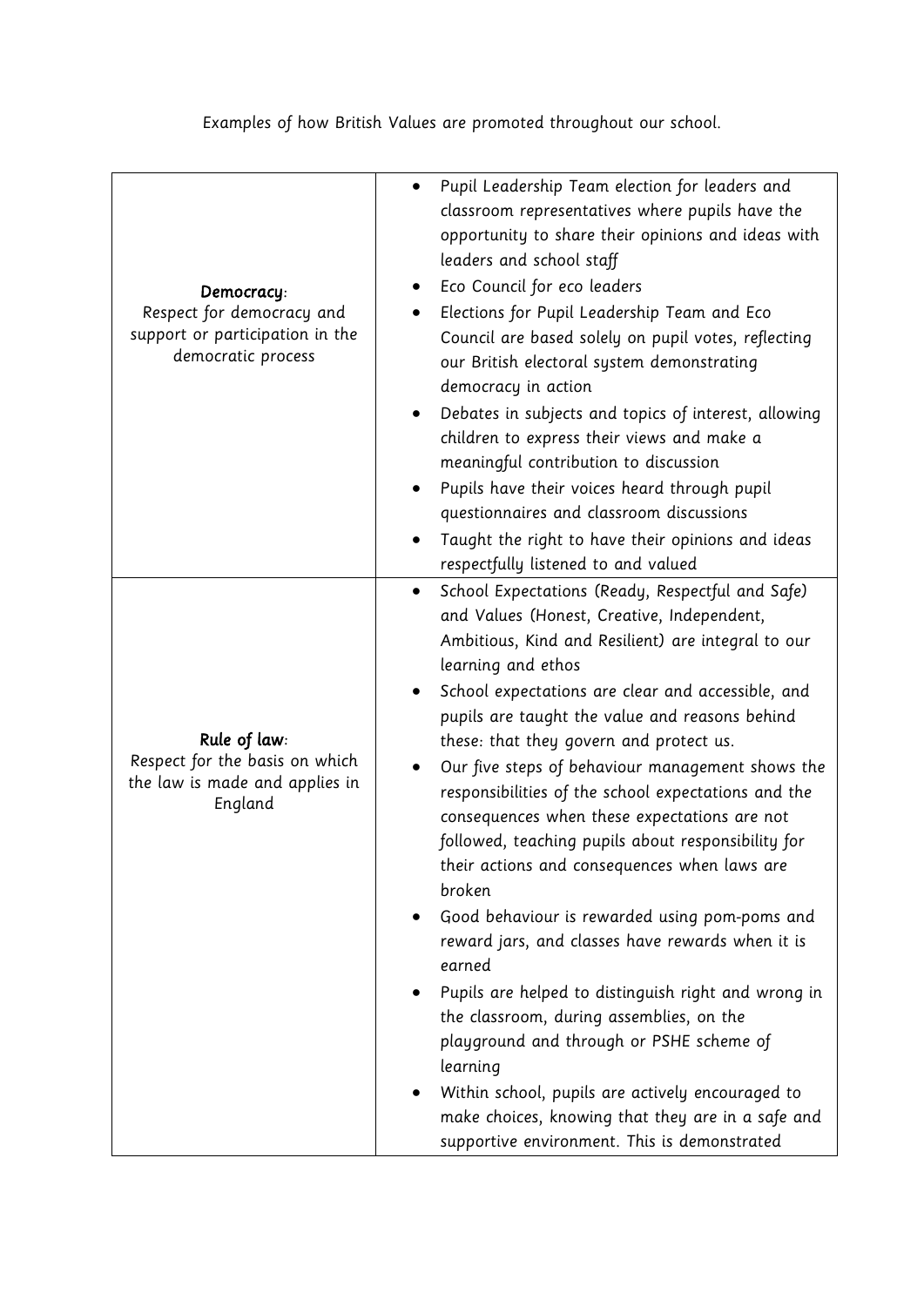Examples of how British Values are promoted throughout our school.

| | |
|---|---|
| **Democracy**:<br>Respect for democracy and support or participation in the democratic process | • Pupil Leadership Team election for leaders and classroom representatives where pupils have the opportunity to share their opinions and ideas with leaders and school staff<br>• Eco Council for eco leaders<br>• Elections for Pupil Leadership Team and Eco Council are based solely on pupil votes, reflecting our British electoral system demonstrating democracy in action<br>• Debates in subjects and topics of interest, allowing children to express their views and make a meaningful contribution to discussion<br>• Pupils have their voices heard through pupil questionnaires and classroom discussions<br>• Taught the right to have their opinions and ideas respectfully listened to and valued |
| **Rule of law**:<br>Respect for the basis on which the law is made and applies in England | • School Expectations (Ready, Respectful and Safe) and Values (Honest, Creative, Independent, Ambitious, Kind and Resilient) are integral to our learning and ethos<br>• School expectations are clear and accessible, and pupils are taught the value and reasons behind these: that they govern and protect us.<br>• Our five steps of behaviour management shows the responsibilities of the school expectations and the consequences when these expectations are not followed, teaching pupils about responsibility for their actions and consequences when laws are broken<br>• Good behaviour is rewarded using pom-poms and reward jars, and classes have rewards when it is earned<br>• Pupils are helped to distinguish right and wrong in the classroom, during assemblies, on the playground and through or PSHE scheme of learning<br>• Within school, pupils are actively encouraged to make choices, knowing that they are in a safe and supportive environment. This is demonstrated |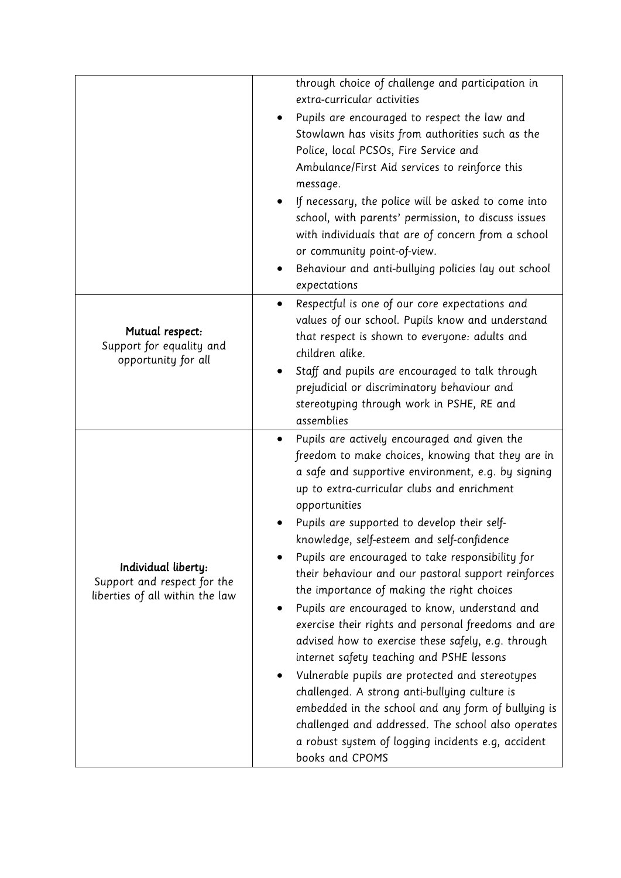| | |
|---|---|
| | through choice of challenge and participation in extra-curricular activities<br>• Pupils are encouraged to respect the law and Stowlawn has visits from authorities such as the Police, local PCSOs, Fire Service and Ambulance/First Aid services to reinforce this message.<br>• If necessary, the police will be asked to come into school, with parents' permission, to discuss issues with individuals that are of concern from a school or community point-of-view.<br>• Behaviour and anti-bullying policies lay out school expectations |
| **Mutual respect:**<br>Support for equality and opportunity for all | • Respectful is one of our core expectations and values of our school. Pupils know and understand that respect is shown to everyone: adults and children alike.<br>• Staff and pupils are encouraged to talk through prejudicial or discriminatory behaviour and stereotyping through work in PSHE, RE and assemblies |
| **Individual liberty:**<br>Support and respect for the liberties of all within the law | • Pupils are actively encouraged and given the freedom to make choices, knowing that they are in a safe and supportive environment, e.g. by signing up to extra-curricular clubs and enrichment opportunities<br>• Pupils are supported to develop their self-knowledge, self-esteem and self-confidence<br>• Pupils are encouraged to take responsibility for their behaviour and our pastoral support reinforces the importance of making the right choices<br>• Pupils are encouraged to know, understand and exercise their rights and personal freedoms and are advised how to exercise these safely, e.g. through internet safety teaching and PSHE lessons<br>• Vulnerable pupils are protected and stereotypes challenged. A strong anti-bullying culture is embedded in the school and any form of bullying is challenged and addressed. The school also operates a robust system of logging incidents e.g, accident books and CPOMS |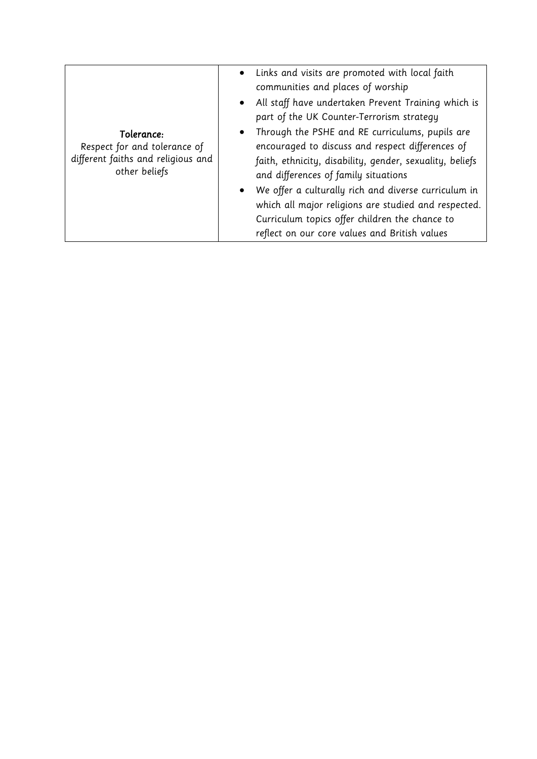| | |
|---|---|
| Tolerance:<br>Respect for and tolerance of different faiths and religious and other beliefs | • Links and visits are promoted with local faith communities and places of worship<br>• All staff have undertaken Prevent Training which is part of the UK Counter-Terrorism strategy<br>• Through the PSHE and RE curriculums, pupils are encouraged to discuss and respect differences of faith, ethnicity, disability, gender, sexuality, beliefs and differences of family situations<br>• We offer a culturally rich and diverse curriculum in which all major religions are studied and respected. Curriculum topics offer children the chance to reflect on our core values and British values |